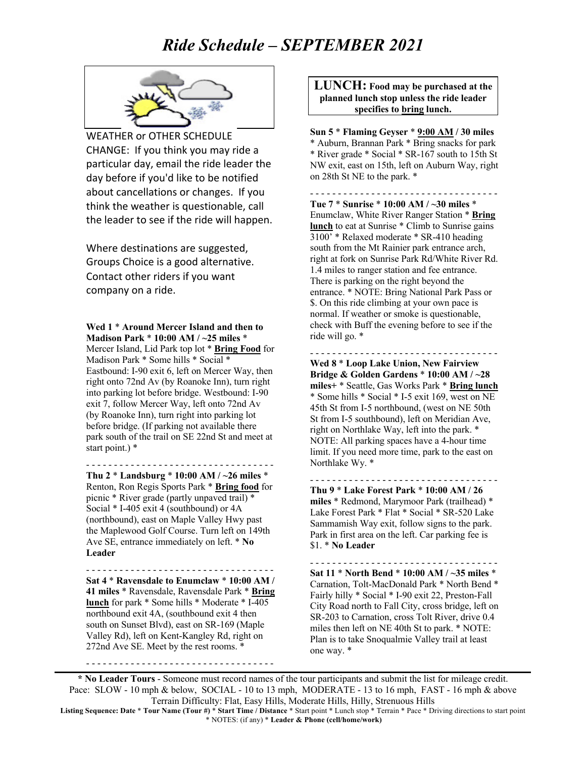# *Ride Schedule – SEPTEMBER 2021*

WEATHER or OTHER SCHEDULE CHANGE: If you think you may ride a particular day, email the ride leader the day before if you'd like to be notified about cancellations or changes. If you think the weather is questionable, call the leader to see if the ride will happen.

Where destinations are suggested, Groups Choice is a good alternative. Contact other riders if you want company on a ride.

**Wed 1** * **Around Mercer Island and then to Madison Park** * **10:00 AM / ~25 miles** * Mercer Island, Lid Park top lot * **Bring Food** for Madison Park * Some hills * Social * Eastbound: I-90 exit 6, left on Mercer Way, then right onto 72nd Av (by Roanoke Inn), turn right into parking lot before bridge. Westbound: I-90 exit 7, follow Mercer Way, left onto 72nd Av (by Roanoke Inn), turn right into parking lot before bridge. (If parking not available there park south of the trail on SE 22nd St and meet at start point.) *

- - - - - - - - - - - - - - - - - - - - - - - - - - - - - - - - -

**Thu 2** * **Landsburg** * **10:00 AM / ~26 miles** * Renton, Ron Regis Sports Park * **Bring food** for picnic * River grade (partly unpaved trail) * Social * I-405 exit 4 (southbound) or 4A (northbound), east on Maple Valley Hwy past the Maplewood Golf Course. Turn left on 149th Ave SE, entrance immediately on left. * **No Leader**

- - - - - - - - - - - - - - - - - - - - - - - - - - - - - - - - -

**Sat 4** * **Ravensdale to Enumclaw** * **10:00 AM / 41 miles** * Ravensdale, Ravensdale Park * **Bring lunch** for park * Some hills * Moderate * I-405 northbound exit 4A, (southbound exit 4 then south on Sunset Blvd), east on SR-169 (Maple Valley Rd), left on Kent-Kangley Rd, right on 272nd Ave SE. Meet by the rest rooms. *

- - - - - - - - - - - - - - - - - - - - - - - - - - - - - - - - -

**LUNCH: Food may be purchased at the planned lunch stop unless the ride leader specifies to bring lunch.**

**Sun 5** * **Flaming Geyser** * **9:00 AM / 30 miles** * Auburn, Brannan Park * Bring snacks for park * River grade * Social * SR-167 south to 15th St NW exit, east on 15th, left on Auburn Way, right on 28th St NE to the park. *

- - - - - - - - - - - - - - - - - - - - - - - - - - - - - - - - -

**Tue 7** * **Sunrise** * **10:00 AM / ~30 miles** * Enumclaw, White River Ranger Station * **Bring lunch** to eat at Sunrise * Climb to Sunrise gains 3100' * Relaxed moderate * SR-410 heading south from the Mt Rainier park entrance arch, right at fork on Sunrise Park Rd/White River Rd. 1.4 miles to ranger station and fee entrance. There is parking on the right beyond the entrance. * NOTE: Bring National Park Pass or $. On this ride climbing at your own pace is normal. If weather or smoke is questionable, check with Buff the evening before to see if the ride will go. *

- - - - - - - - - - - - - - - - - - - - - - - - - - - - - - - - -

**Wed 8** * **Loop Lake Union, New Fairview Bridge & Golden Gardens** * **10:00 AM / ~28 miles+** * Seattle, Gas Works Park * **Bring lunch** * Some hills * Social * I-5 exit 169, west on NE 45th St from I-5 northbound, (west on NE 50th St from I-5 southbound), left on Meridian Ave, right on Northlake Way, left into the park. * NOTE: All parking spaces have a 4-hour time limit. If you need more time, park to the east on Northlake Wy. *

- - - - - - - - - - - - - - - - - - - - - - - - - - - - - - - - -

**Thu 9** * **Lake Forest Park** * **10:00 AM / 26 miles** * Redmond, Marymoor Park (trailhead) * Lake Forest Park * Flat * Social * SR-520 Lake Sammamish Way exit, follow signs to the park. Park in first area on the left. Car parking fee is $1. * **No Leader**

- - - - - - - - - - - - - - - - - - - - - - - - - - - - - - - - -

**Sat 11** * **North Bend** * **10:00 AM / ~35 miles** * Carnation, Tolt-MacDonald Park * North Bend * Fairly hilly * Social * I-90 exit 22, Preston-Fall City Road north to Fall City, cross bridge, left on SR-203 to Carnation, cross Tolt River, drive 0.4 miles then left on NE 40th St to park. * NOTE: Plan is to take Snoqualmie Valley trail at least one way. *

---

**\* No Leader Tours** - Someone must record names of the tour participants and submit the list for mileage credit.
Pace: SLOW - 10 mph & below, SOCIAL - 10 to 13 mph, MODERATE - 13 to 16 mph, FAST - 16 mph & above
Terrain Difficulty: Flat, Easy Hills, Moderate Hills, Hilly, Strenuous Hills
**Listing Sequence: Date** * **Tour Name (Tour #)** * **Start Time / Distance** * Start point * Lunch stop * Terrain * Pace * Driving directions to start point * NOTES: (if any) * **Leader & Phone (cell/home/work)**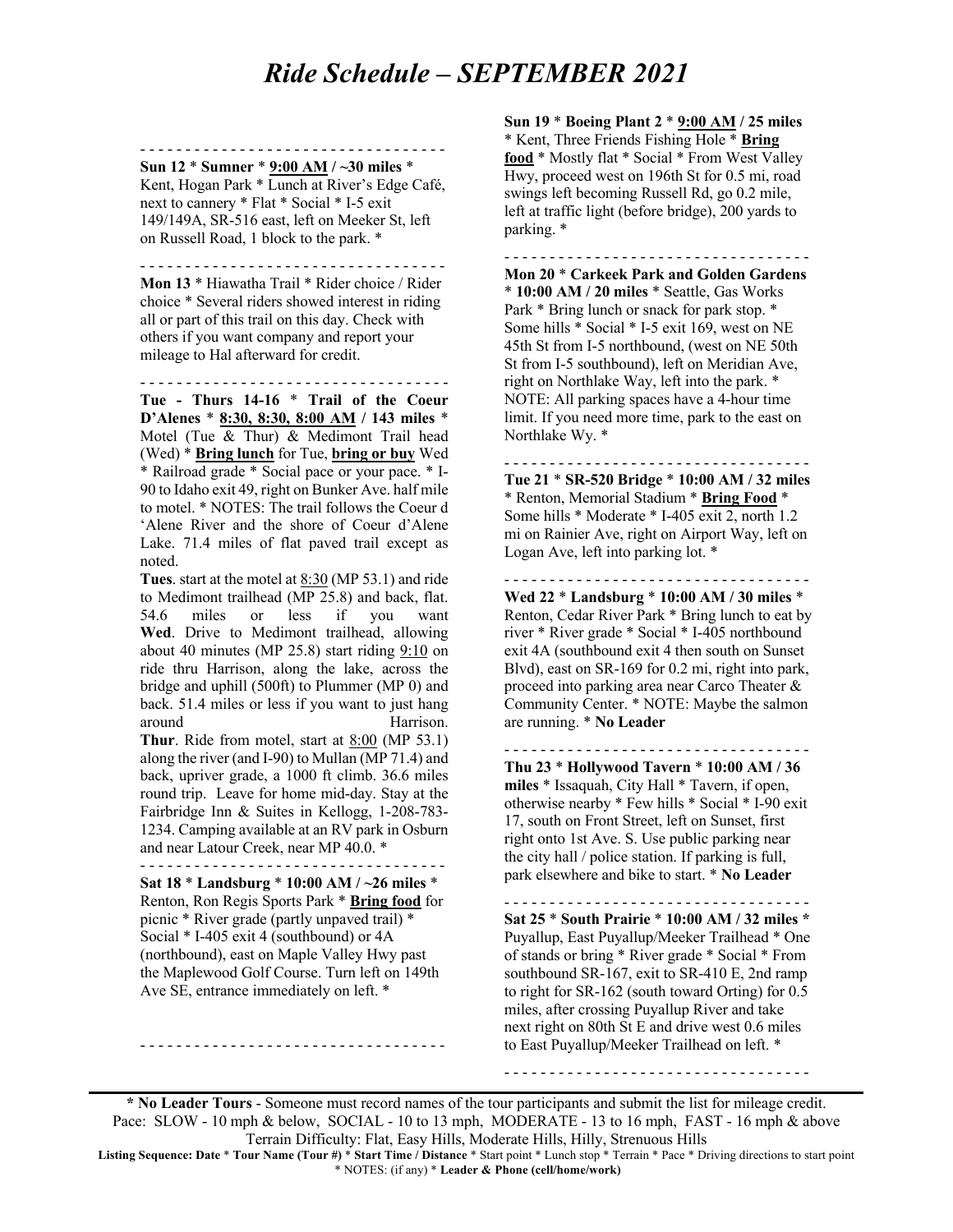# *Ride Schedule – SEPTEMBER 2021*

- - - - - - - - - - - - - - - - - - - - - - - - - - - - - - - - -

**Sun 12** * **Sumner** * **9:00 AM / ~30 miles** * Kent, Hogan Park * Lunch at River's Edge Café, next to cannery * Flat * Social * I-5 exit 149/149A, SR-516 east, left on Meeker St, left on Russell Road, 1 block to the park. *

- - - - - - - - - - - - - - - - - - - - - - - - - - - - - - - - -

**Mon 13** * Hiawatha Trail * Rider choice / Rider choice * Several riders showed interest in riding all or part of this trail on this day. Check with others if you want company and report your mileage to Hal afterward for credit.

- - - - - - - - - - - - - - - - - - - - - - - - - - - - - - - - -

**Tue - Thurs 14-16** * **Trail of the Coeur D'Alenes** * **8:30, 8:30, 8:00 AM / 143 miles** * Motel (Tue & Thur) & Medimont Trail head (Wed) * **Bring lunch** for Tue, **bring or buy** Wed * Railroad grade * Social pace or your pace. * I-90 to Idaho exit 49, right on Bunker Ave. half mile to motel. * NOTES: The trail follows the Coeur d 'Alene River and the shore of Coeur d'Alene Lake. 71.4 miles of flat paved trail except as noted.

**Tues**. start at the motel at 8:30 (MP 53.1) and ride to Medimont trailhead (MP 25.8) and back, flat. 54.6 miles or less if you want **Wed**. Drive to Medimont trailhead, allowing about 40 minutes (MP 25.8) start riding 9:10 on ride thru Harrison, along the lake, across the bridge and uphill (500ft) to Plummer (MP 0) and back. 51.4 miles or less if you want to just hang around Harrison. **Thur**. Ride from motel, start at 8:00 (MP 53.1) along the river (and I-90) to Mullan (MP 71.4) and back, upriver grade, a 1000 ft climb. 36.6 miles round trip. Leave for home mid-day. Stay at the Fairbridge Inn & Suites in Kellogg, 1-208-783-1234. Camping available at an RV park in Osburn and near Latour Creek, near MP 40.0. *

- - - - - - - - - - - - - - - - - - - - - - - - - - - - - - - - -

**Sat 18** * **Landsburg** * **10:00 AM / ~26 miles** * Renton, Ron Regis Sports Park * **Bring food** for picnic * River grade (partly unpaved trail) * Social * I-405 exit 4 (southbound) or 4A (northbound), east on Maple Valley Hwy past the Maplewood Golf Course. Turn left on 149th Ave SE, entrance immediately on left. *

- - - - - - - - - - - - - - - - - - - - - - - - - - - - - - - - -

**Sun 19** * **Boeing Plant 2** * **9:00 AM / 25 miles** * Kent, Three Friends Fishing Hole * **Bring food** * Mostly flat * Social * From West Valley Hwy, proceed west on 196th St for 0.5 mi, road swings left becoming Russell Rd, go 0.2 mile, left at traffic light (before bridge), 200 yards to parking. *

- - - - - - - - - - - - - - - - - - - - - - - - - - - - - - - - -

**Mon 20** * **Carkeek Park and Golden Gardens** * **10:00 AM / 20 miles** * Seattle, Gas Works Park * Bring lunch or snack for park stop. * Some hills * Social * I-5 exit 169, west on NE 45th St from I-5 northbound, (west on NE 50th St from I-5 southbound), left on Meridian Ave, right on Northlake Way, left into the park. * NOTE: All parking spaces have a 4-hour time limit. If you need more time, park to the east on Northlake Wy. *

- - - - - - - - - - - - - - - - - - - - - - - - - - - - - - - - -

**Tue 21** * **SR-520 Bridge** * **10:00 AM / 32 miles** * Renton, Memorial Stadium * **Bring Food** * Some hills * Moderate * I-405 exit 2, north 1.2 mi on Rainier Ave, right on Airport Way, left on Logan Ave, left into parking lot. *

- - - - - - - - - - - - - - - - - - - - - - - - - - - - - - - - -

**Wed 22** * **Landsburg** * **10:00 AM / 30 miles** * Renton, Cedar River Park * Bring lunch to eat by river * River grade * Social * I-405 northbound exit 4A (southbound exit 4 then south on Sunset Blvd), east on SR-169 for 0.2 mi, right into park, proceed into parking area near Carco Theater & Community Center. * NOTE: Maybe the salmon are running. * **No Leader**

- - - - - - - - - - - - - - - - - - - - - - - - - - - - - - - - -

**Thu 23** * **Hollywood Tavern** * **10:00 AM / 36 miles** * Issaquah, City Hall * Tavern, if open, otherwise nearby * Few hills * Social * I-90 exit 17, south on Front Street, left on Sunset, first right onto 1st Ave. S. Use public parking near the city hall / police station. If parking is full, park elsewhere and bike to start. * **No Leader**

- - - - - - - - - - - - - - - - - - - - - - - - - - - - - - - - -

**Sat 25** * **South Prairie** * **10:00 AM / 32 miles** * Puyallup, East Puyallup/Meeker Trailhead * One of stands or bring * River grade * Social * From southbound SR-167, exit to SR-410 E, 2nd ramp to right for SR-162 (south toward Orting) for 0.5 miles, after crossing Puyallup River and take next right on 80th St E and drive west 0.6 miles to East Puyallup/Meeker Trailhead on left. *

- - - - - - - - - - - - - - - - - - - - - - - - - - - - - - - - -

**\* No Leader Tours** - Someone must record names of the tour participants and submit the list for mileage credit.
Pace: SLOW - 10 mph & below, SOCIAL - 10 to 13 mph, MODERATE - 13 to 16 mph, FAST - 16 mph & above
Terrain Difficulty: Flat, Easy Hills, Moderate Hills, Hilly, Strenuous Hills
**Listing Sequence: Date** * **Tour Name (Tour #)** * **Start Time / Distance** * Start point * Lunch stop * Terrain * Pace * Driving directions to start point * NOTES: (if any) * **Leader & Phone (cell/home/work)**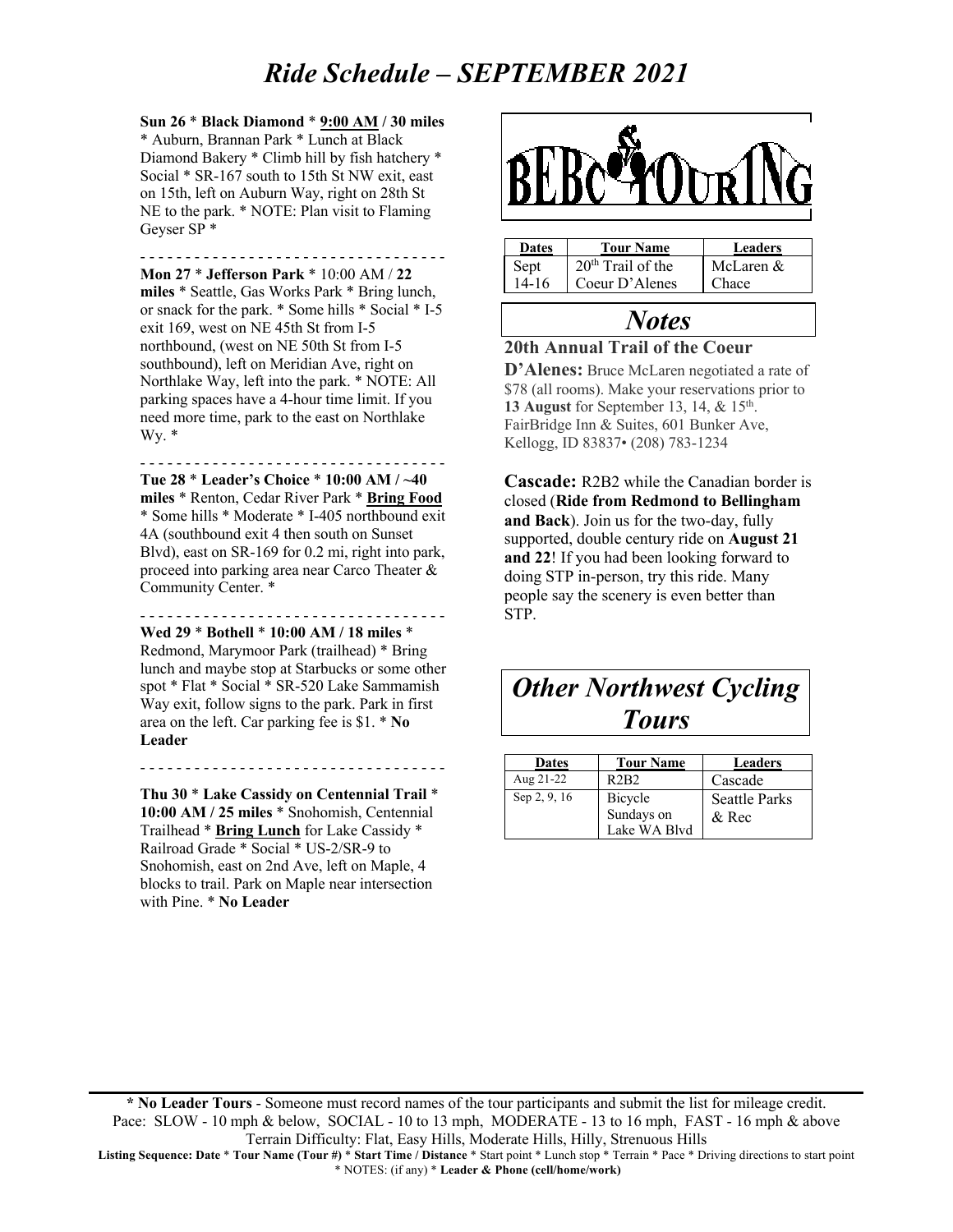# *Ride Schedule – SEPTEMBER 2021*

**Sun 26** * **Black Diamond** * **9:00 AM / 30 miles** * Auburn, Brannan Park * Lunch at Black Diamond Bakery * Climb hill by fish hatchery * Social * SR-167 south to 15th St NW exit, east on 15th, left on Auburn Way, right on 28th St NE to the park. * NOTE: Plan visit to Flaming Geyser SP *

- - - - - - - - - - - - - - - - - - - - - - - - - - - - - - - - -

**Mon 27** * **Jefferson Park** * 10:00 AM / **22 miles** * Seattle, Gas Works Park * Bring lunch, or snack for the park. * Some hills * Social * I-5 exit 169, west on NE 45th St from I-5 northbound, (west on NE 50th St from I-5 southbound), left on Meridian Ave, right on Northlake Way, left into the park. * NOTE: All parking spaces have a 4-hour time limit. If you need more time, park to the east on Northlake Wy. *

- - - - - - - - - - - - - - - - - - - - - - - - - - - - - - - - -

**Tue 28** * **Leader's Choice** * **10:00 AM / ~40 miles** * Renton, Cedar River Park * **Bring Food** * Some hills * Moderate * I-405 northbound exit 4A (southbound exit 4 then south on Sunset Blvd), east on SR-169 for 0.2 mi, right into park, proceed into parking area near Carco Theater & Community Center. *

- - - - - - - - - - - - - - - - - - - - - - - - - - - - - - - - -

**Wed 29** * **Bothell** * **10:00 AM / 18 miles** * Redmond, Marymoor Park (trailhead) * Bring lunch and maybe stop at Starbucks or some other spot * Flat * Social * SR-520 Lake Sammamish Way exit, follow signs to the park. Park in first area on the left. Car parking fee is $1. * **No Leader**

- - - - - - - - - - - - - - - - - - - - - - - - - - - - - - - - -

**Thu 30** * **Lake Cassidy on Centennial Trail** * **10:00 AM / 25 miles** * Snohomish, Centennial Trailhead * **Bring Lunch** for Lake Cassidy * Railroad Grade * Social * US-2/SR-9 to Snohomish, east on 2nd Ave, left on Maple, 4 blocks to trail. Park on Maple near intersection with Pine. * **No Leader**

BEBC TOURING

| Dates | Tour Name | Leaders |
|---|---|---|
| Sept 14-16 | 20th Trail of the Coeur D'Alenes | McLaren & Chace |

## *Notes*

**20th Annual Trail of the Coeur D'Alenes:** Bruce McLaren negotiated a rate of $78 (all rooms). Make your reservations prior to **13 August** for September 13, 14, & 15th. FairBridge Inn & Suites, 601 Bunker Ave, Kellogg, ID 83837• (208) 783-1234

**Cascade:** R2B2 while the Canadian border is closed (**Ride from Redmond to Bellingham and Back**). Join us for the two-day, fully supported, double century ride on **August 21 and 22**! If you had been looking forward to doing STP in-person, try this ride. Many people say the scenery is even better than STP.

## *Other Northwest Cycling Tours*

| Dates | Tour Name | Leaders |
|---|---|---|
| Aug 21-22 | R2B2 | Cascade |
| Sep 2, 9, 16 | Bicycle Sundays on Lake WA Blvd | Seattle Parks & Rec |

**\* No Leader Tours** - Someone must record names of the tour participants and submit the list for mileage credit.
Pace: SLOW - 10 mph & below, SOCIAL - 10 to 13 mph, MODERATE - 13 to 16 mph, FAST - 16 mph & above
Terrain Difficulty: Flat, Easy Hills, Moderate Hills, Hilly, Strenuous Hills
**Listing Sequence: Date** * **Tour Name (Tour #)** * **Start Time / Distance** * Start point * Lunch stop * Terrain * Pace * Driving directions to start point * NOTES: (if any) * **Leader & Phone (cell/home/work)**